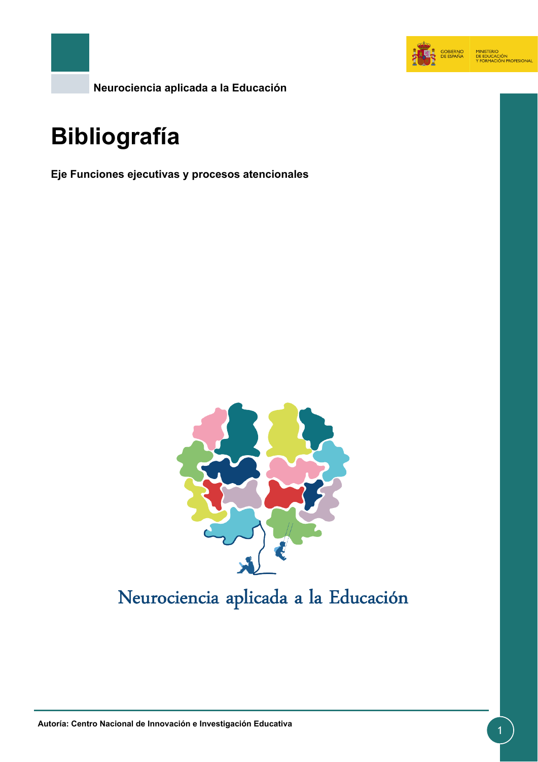Neurociencia aplicada a la Educación

# Bibliografía

**Eje Funciones ejecutivas y procesos atencionales**

Neurociencia aplicada a la Educación

**Autoría: Centro Nacional de Innovación e Investigación Educativa**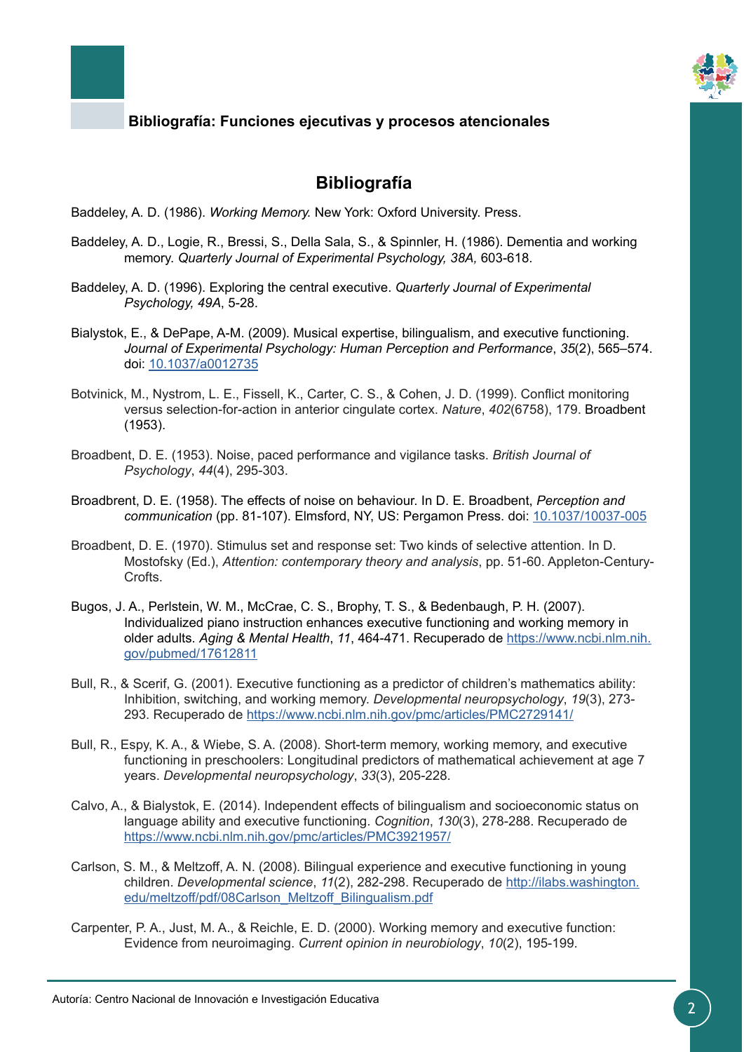## Bibliografía

Baddeley, A. D. (1986). *Working Memory.* New York: Oxford University. Press.

Baddeley, A. D., Logie, R., Bressi, S., Della Sala, S., & Spinnler, H. (1986). Dementia and working memory. *Quarterly Journal of Experimental Psychology, 38A,* 603-618.

Baddeley, A. D. (1996). Exploring the central executive. *Quarterly Journal of Experimental Psychology, 49A*, 5-28.

Bialystok, E., & DePape, A-M. (2009). Musical expertise, bilingualism, and executive functioning. *Journal of Experimental Psychology: Human Perception and Performance*, *35*(2), 565–574. doi: 10.1037/a0012735

Botvinick, M., Nystrom, L. E., Fissell, K., Carter, C. S., & Cohen, J. D. (1999). Conflict monitoring versus selection-for-action in anterior cingulate cortex. *Nature*, *402*(6758), 179. Broadbent (1953).

Broadbent, D. E. (1953). Noise, paced performance and vigilance tasks. *British Journal of Psychology*, *44*(4), 295-303.

Broadbrent, D. E. (1958). The effects of noise on behaviour. In D. E. Broadbent, *Perception and communication* (pp. 81-107). Elmsford, NY, US: Pergamon Press. doi: 10.1037/10037-005

Broadbent, D. E. (1970). Stimulus set and response set: Two kinds of selective attention. In D. Mostofsky (Ed.), *Attention: contemporary theory and analysis*, pp. 51-60. Appleton-Century-Crofts.

Bugos, J. A., Perlstein, W. M., McCrae, C. S., Brophy, T. S., & Bedenbaugh, P. H. (2007). Individualized piano instruction enhances executive functioning and working memory in older adults. *Aging & Mental Health*, *11*, 464-471. Recuperado de https://www.ncbi.nlm.nih.gov/pubmed/17612811

Bull, R., & Scerif, G. (2001). Executive functioning as a predictor of children's mathematics ability: Inhibition, switching, and working memory. *Developmental neuropsychology*, *19*(3), 273-293. Recuperado de https://www.ncbi.nlm.nih.gov/pmc/articles/PMC2729141/

Bull, R., Espy, K. A., & Wiebe, S. A. (2008). Short-term memory, working memory, and executive functioning in preschoolers: Longitudinal predictors of mathematical achievement at age 7 years. *Developmental neuropsychology*, *33*(3), 205-228.

Calvo, A., & Bialystok, E. (2014). Independent effects of bilingualism and socioeconomic status on language ability and executive functioning. *Cognition*, *130*(3), 278-288. Recuperado de https://www.ncbi.nlm.nih.gov/pmc/articles/PMC3921957/

Carlson, S. M., & Meltzoff, A. N. (2008). Bilingual experience and executive functioning in young children. *Developmental science*, *11*(2), 282-298. Recuperado de http://ilabs.washington.edu/meltzoff/pdf/08Carlson_Meltzoff_Bilingualism.pdf

Carpenter, P. A., Just, M. A., & Reichle, E. D. (2000). Working memory and executive function: Evidence from neuroimaging. *Current opinion in neurobiology*, *10*(2), 195-199.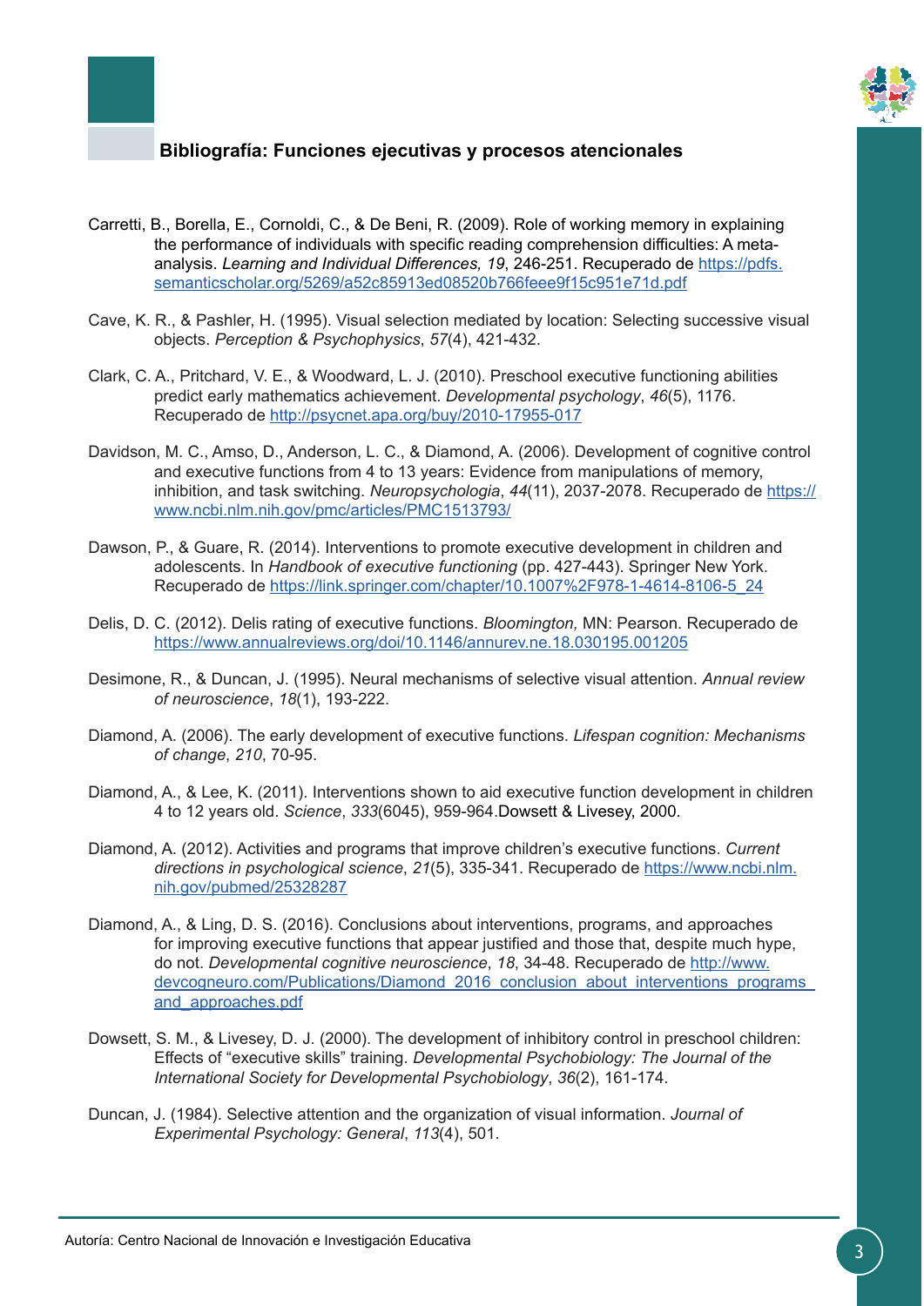**Bibliografía: Funciones ejecutivas y procesos atencionales**

Carretti, B., Borella, E., Cornoldi, C., & De Beni, R. (2009). Role of working memory in explaining the performance of individuals with specific reading comprehension difficulties: A meta-analysis. *Learning and Individual Differences, 19*, 246-251. Recuperado de https://pdfs.semanticscholar.org/5269/a52c85913ed08520b766feee9f15c951e71d.pdf

Cave, K. R., & Pashler, H. (1995). Visual selection mediated by location: Selecting successive visual objects. *Perception & Psychophysics*, *57*(4), 421-432.

Clark, C. A., Pritchard, V. E., & Woodward, L. J. (2010). Preschool executive functioning abilities predict early mathematics achievement. *Developmental psychology*, *46*(5), 1176. Recuperado de http://psycnet.apa.org/buy/2010-17955-017

Davidson, M. C., Amso, D., Anderson, L. C., & Diamond, A. (2006). Development of cognitive control and executive functions from 4 to 13 years: Evidence from manipulations of memory, inhibition, and task switching. *Neuropsychologia*, *44*(11), 2037-2078. Recuperado de https://www.ncbi.nlm.nih.gov/pmc/articles/PMC1513793/

Dawson, P., & Guare, R. (2014). Interventions to promote executive development in children and adolescents. In *Handbook of executive functioning* (pp. 427-443). Springer New York. Recuperado de https://link.springer.com/chapter/10.1007%2F978-1-4614-8106-5_24

Delis, D. C. (2012). Delis rating of executive functions. *Bloomington,* MN: Pearson. Recuperado de https://www.annualreviews.org/doi/10.1146/annurev.ne.18.030195.001205

Desimone, R., & Duncan, J. (1995). Neural mechanisms of selective visual attention. *Annual review of neuroscience*, *18*(1), 193-222.

Diamond, A. (2006). The early development of executive functions. *Lifespan cognition: Mechanisms of change*, *210*, 70-95.

Diamond, A., & Lee, K. (2011). Interventions shown to aid executive function development in children 4 to 12 years old. *Science*, *333*(6045), 959-964.Dowsett & Livesey, 2000.

Diamond, A. (2012). Activities and programs that improve children's executive functions. *Current directions in psychological science*, *21*(5), 335-341. Recuperado de https://www.ncbi.nlm.nih.gov/pubmed/25328287

Diamond, A., & Ling, D. S. (2016). Conclusions about interventions, programs, and approaches for improving executive functions that appear justified and those that, despite much hype, do not. *Developmental cognitive neuroscience*, *18*, 34-48. Recuperado de http://www.devcogneuro.com/Publications/Diamond_2016_conclusion_about_interventions_programs_and_approaches.pdf

Dowsett, S. M., & Livesey, D. J. (2000). The development of inhibitory control in preschool children: Effects of "executive skills" training. *Developmental Psychobiology: The Journal of the International Society for Developmental Psychobiology*, *36*(2), 161-174.

Duncan, J. (1984). Selective attention and the organization of visual information. *Journal of Experimental Psychology: General*, *113*(4), 501.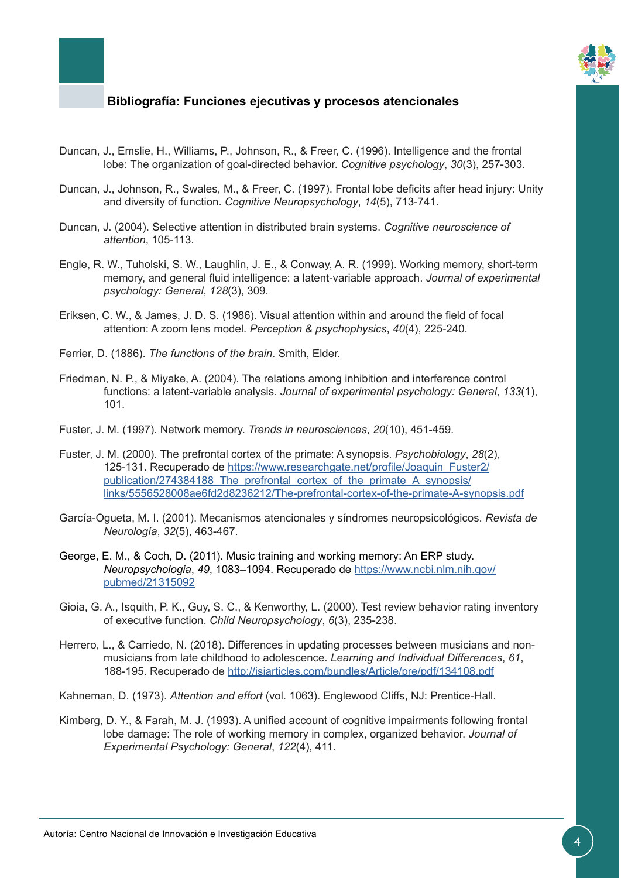## Bibliografía: Funciones ejecutivas y procesos atencionales

Duncan, J., Emslie, H., Williams, P., Johnson, R., & Freer, C. (1996). Intelligence and the frontal lobe: The organization of goal-directed behavior. *Cognitive psychology*, *30*(3), 257-303.

Duncan, J., Johnson, R., Swales, M., & Freer, C. (1997). Frontal lobe deficits after head injury: Unity and diversity of function. *Cognitive Neuropsychology*, *14*(5), 713-741.

Duncan, J. (2004). Selective attention in distributed brain systems. *Cognitive neuroscience of attention*, 105-113.

Engle, R. W., Tuholski, S. W., Laughlin, J. E., & Conway, A. R. (1999). Working memory, short-term memory, and general fluid intelligence: a latent-variable approach. *Journal of experimental psychology: General*, *128*(3), 309.

Eriksen, C. W., & James, J. D. S. (1986). Visual attention within and around the field of focal attention: A zoom lens model. *Perception & psychophysics*, *40*(4), 225-240.

Ferrier, D. (1886). *The functions of the brain*. Smith, Elder.

Friedman, N. P., & Miyake, A. (2004). The relations among inhibition and interference control functions: a latent-variable analysis. *Journal of experimental psychology: General*, *133*(1), 101.

Fuster, J. M. (1997). Network memory. *Trends in neurosciences*, *20*(10), 451-459.

Fuster, J. M. (2000). The prefrontal cortex of the primate: A synopsis. *Psychobiology*, *28*(2), 125-131. Recuperado de [https://www.researchgate.net/profile/Joaquin_Fuster2/publication/274384188_The_prefrontal_cortex_of_the_primate_A_synopsis/links/5556528008ae6fd2d8236212/The-prefrontal-cortex-of-the-primate-A-synopsis.pdf](https://www.researchgate.net/profile/Joaquin_Fuster2/publication/274384188_The_prefrontal_cortex_of_the_primate_A_synopsis/links/5556528008ae6fd2d8236212/The-prefrontal-cortex-of-the-primate-A-synopsis.pdf)

García-Ogueta, M. I. (2001). Mecanismos atencionales y síndromes neuropsicológicos. *Revista de Neurología*, *32*(5), 463-467.

George, E. M., & Coch, D. (2011). Music training and working memory: An ERP study. *Neuropsychologia*, *49*, 1083–1094. Recuperado de [https://www.ncbi.nlm.nih.gov/pubmed/21315092](https://www.ncbi.nlm.nih.gov/pubmed/21315092)

Gioia, G. A., Isquith, P. K., Guy, S. C., & Kenworthy, L. (2000). Test review behavior rating inventory of executive function. *Child Neuropsychology*, *6*(3), 235-238.

Herrero, L., & Carriedo, N. (2018). Differences in updating processes between musicians and non-musicians from late childhood to adolescence. *Learning and Individual Differences*, *61*, 188-195. Recuperado de [http://isiarticles.com/bundles/Article/pre/pdf/134108.pdf](http://isiarticles.com/bundles/Article/pre/pdf/134108.pdf)

Kahneman, D. (1973). *Attention and effort* (vol. 1063). Englewood Cliffs, NJ: Prentice-Hall.

Kimberg, D. Y., & Farah, M. J. (1993). A unified account of cognitive impairments following frontal lobe damage: The role of working memory in complex, organized behavior. *Journal of Experimental Psychology: General*, *122*(4), 411.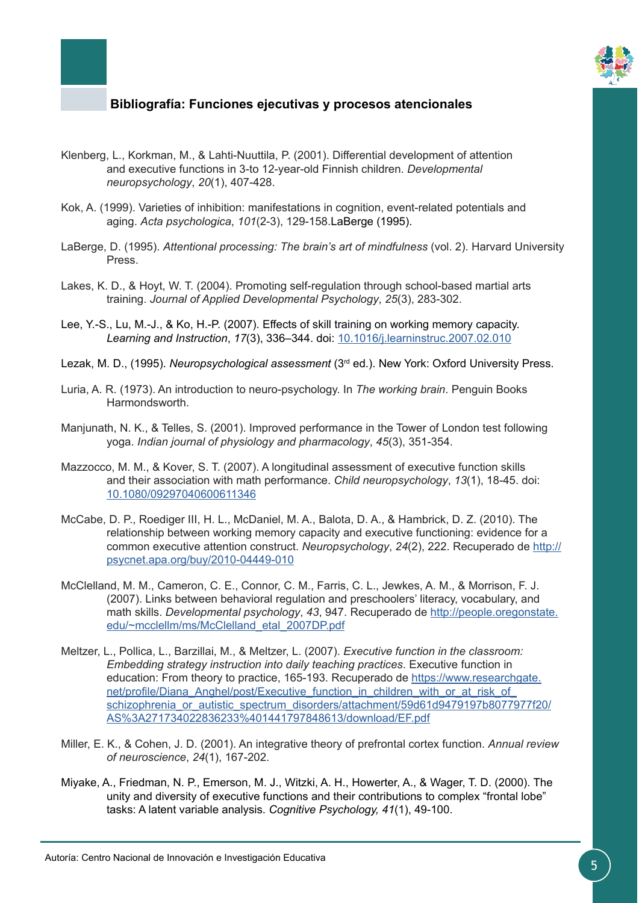**Bibliografía: Funciones ejecutivas y procesos atencionales**

Klenberg, L., Korkman, M., & Lahti-Nuuttila, P. (2001). Differential development of attention and executive functions in 3-to 12-year-old Finnish children. *Developmental neuropsychology*, *20*(1), 407-428.

Kok, A. (1999). Varieties of inhibition: manifestations in cognition, event-related potentials and aging. *Acta psychologica*, *101*(2-3), 129-158.LaBerge (1995).

LaBerge, D. (1995). *Attentional processing: The brain's art of mindfulness* (vol. 2). Harvard University Press.

Lakes, K. D., & Hoyt, W. T. (2004). Promoting self-regulation through school-based martial arts training. *Journal of Applied Developmental Psychology*, *25*(3), 283-302.

Lee, Y.-S., Lu, M.-J., & Ko, H.-P. (2007). Effects of skill training on working memory capacity. *Learning and Instruction*, *17*(3), 336–344. doi: [10.1016/j.learninstruc.2007.02.010](10.1016/j.learninstruc.2007.02.010)

Lezak, M. D., (1995). *Neuropsychological assessment* (3rd ed.). New York: Oxford University Press.

Luria, A. R. (1973). An introduction to neuro-psychology. In *The working brain*. Penguin Books Harmondsworth.

Manjunath, N. K., & Telles, S. (2001). Improved performance in the Tower of London test following yoga. *Indian journal of physiology and pharmacology*, *45*(3), 351-354.

Mazzocco, M. M., & Kover, S. T. (2007). A longitudinal assessment of executive function skills and their association with math performance. *Child neuropsychology*, *13*(1), 18-45. doi: [10.1080/09297040600611346](10.1080/09297040600611346)

McCabe, D. P., Roediger III, H. L., McDaniel, M. A., Balota, D. A., & Hambrick, D. Z. (2010). The relationship between working memory capacity and executive functioning: evidence for a common executive attention construct. *Neuropsychology*, *24*(2), 222. Recuperado de [http://psycnet.apa.org/buy/2010-04449-010](http://psycnet.apa.org/buy/2010-04449-010)

McClelland, M. M., Cameron, C. E., Connor, C. M., Farris, C. L., Jewkes, A. M., & Morrison, F. J. (2007). Links between behavioral regulation and preschoolers' literacy, vocabulary, and math skills. *Developmental psychology*, *43*, 947. Recuperado de [http://people.oregonstate.edu/~mcclellm/ms/McClelland_etal_2007DP.pdf](http://people.oregonstate.edu/~mcclellm/ms/McClelland_etal_2007DP.pdf)

Meltzer, L., Pollica, L., Barzillai, M., & Meltzer, L. (2007). *Executive function in the classroom: Embedding strategy instruction into daily teaching practices*. Executive function in education: From theory to practice, 165-193. Recuperado de [https://www.researchgate.net/profile/Diana_Anghel/post/Executive_function_in_children_with_or_at_risk_of_schizophrenia_or_autistic_spectrum_disorders/attachment/59d61d9479197b8077977f20/AS%3A271734022836233%401441797848613/download/EF.pdf](https://www.researchgate.net/profile/Diana_Anghel/post/Executive_function_in_children_with_or_at_risk_of_schizophrenia_or_autistic_spectrum_disorders/attachment/59d61d9479197b8077977f20/AS%3A271734022836233%401441797848613/download/EF.pdf)

Miller, E. K., & Cohen, J. D. (2001). An integrative theory of prefrontal cortex function. *Annual review of neuroscience*, *24*(1), 167-202.

Miyake, A., Friedman, N. P., Emerson, M. J., Witzki, A. H., Howerter, A., & Wager, T. D. (2000). The unity and diversity of executive functions and their contributions to complex "frontal lobe" tasks: A latent variable analysis. *Cognitive Psychology, 41*(1), 49-100.

Autoría: Centro Nacional de Innovación e Investigación Educativa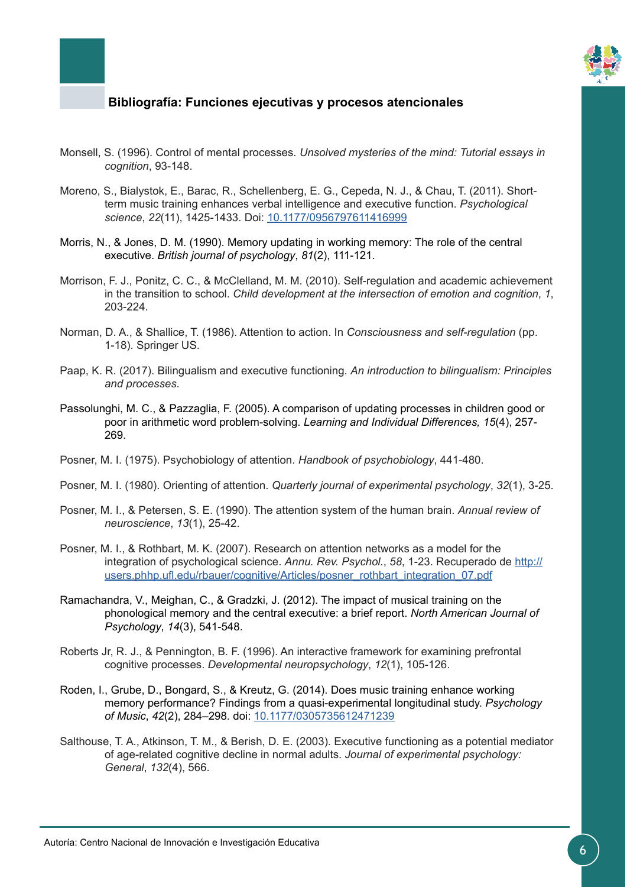## Bibliografía: Funciones ejecutivas y procesos atencionales

Monsell, S. (1996). Control of mental processes. *Unsolved mysteries of the mind: Tutorial essays in cognition*, 93-148.

Moreno, S., Bialystok, E., Barac, R., Schellenberg, E. G., Cepeda, N. J., & Chau, T. (2011). Short-term music training enhances verbal intelligence and executive function. *Psychological science*, *22*(11), 1425-1433. Doi: [10.1177/0956797611416999](https://doi.org/10.1177/0956797611416999)

Morris, N., & Jones, D. M. (1990). Memory updating in working memory: The role of the central executive. *British journal of psychology*, *81*(2), 111-121.

Morrison, F. J., Ponitz, C. C., & McClelland, M. M. (2010). Self-regulation and academic achievement in the transition to school. *Child development at the intersection of emotion and cognition*, *1*, 203-224.

Norman, D. A., & Shallice, T. (1986). Attention to action. In *Consciousness and self-regulation* (pp. 1-18). Springer US.

Paap, K. R. (2017). Bilingualism and executive functioning. *An introduction to bilingualism: Principles and processes*.

Passolunghi, M. C., & Pazzaglia, F. (2005). A comparison of updating processes in children good or poor in arithmetic word problem-solving. *Learning and Individual Differences, 15*(4), 257-269.

Posner, M. I. (1975). Psychobiology of attention. *Handbook of psychobiology*, 441-480.

Posner, M. I. (1980). Orienting of attention. *Quarterly journal of experimental psychology*, *32*(1), 3-25.

Posner, M. I., & Petersen, S. E. (1990). The attention system of the human brain. *Annual review of neuroscience*, *13*(1), 25-42.

Posner, M. I., & Rothbart, M. K. (2007). Research on attention networks as a model for the integration of psychological science. *Annu. Rev. Psychol.*, *58*, 1-23. Recuperado de [http://users.phhp.ufl.edu/rbauer/cognitive/Articles/posner_rothbart_integration_07.pdf](http://users.phhp.ufl.edu/rbauer/cognitive/Articles/posner_rothbart_integration_07.pdf)

Ramachandra, V., Meighan, C., & Gradzki, J. (2012). The impact of musical training on the phonological memory and the central executive: a brief report. *North American Journal of Psychology*, *14*(3), 541-548.

Roberts Jr, R. J., & Pennington, B. F. (1996). An interactive framework for examining prefrontal cognitive processes. *Developmental neuropsychology*, *12*(1), 105-126.

Roden, I., Grube, D., Bongard, S., & Kreutz, G. (2014). Does music training enhance working memory performance? Findings from a quasi-experimental longitudinal study. *Psychology of Music*, *42*(2), 284–298. doi: [10.1177/0305735612471239](https://doi.org/10.1177/0305735612471239)

Salthouse, T. A., Atkinson, T. M., & Berish, D. E. (2003). Executive functioning as a potential mediator of age-related cognitive decline in normal adults. *Journal of experimental psychology: General*, *132*(4), 566.

Autoría: Centro Nacional de Innovación e Investigación Educativa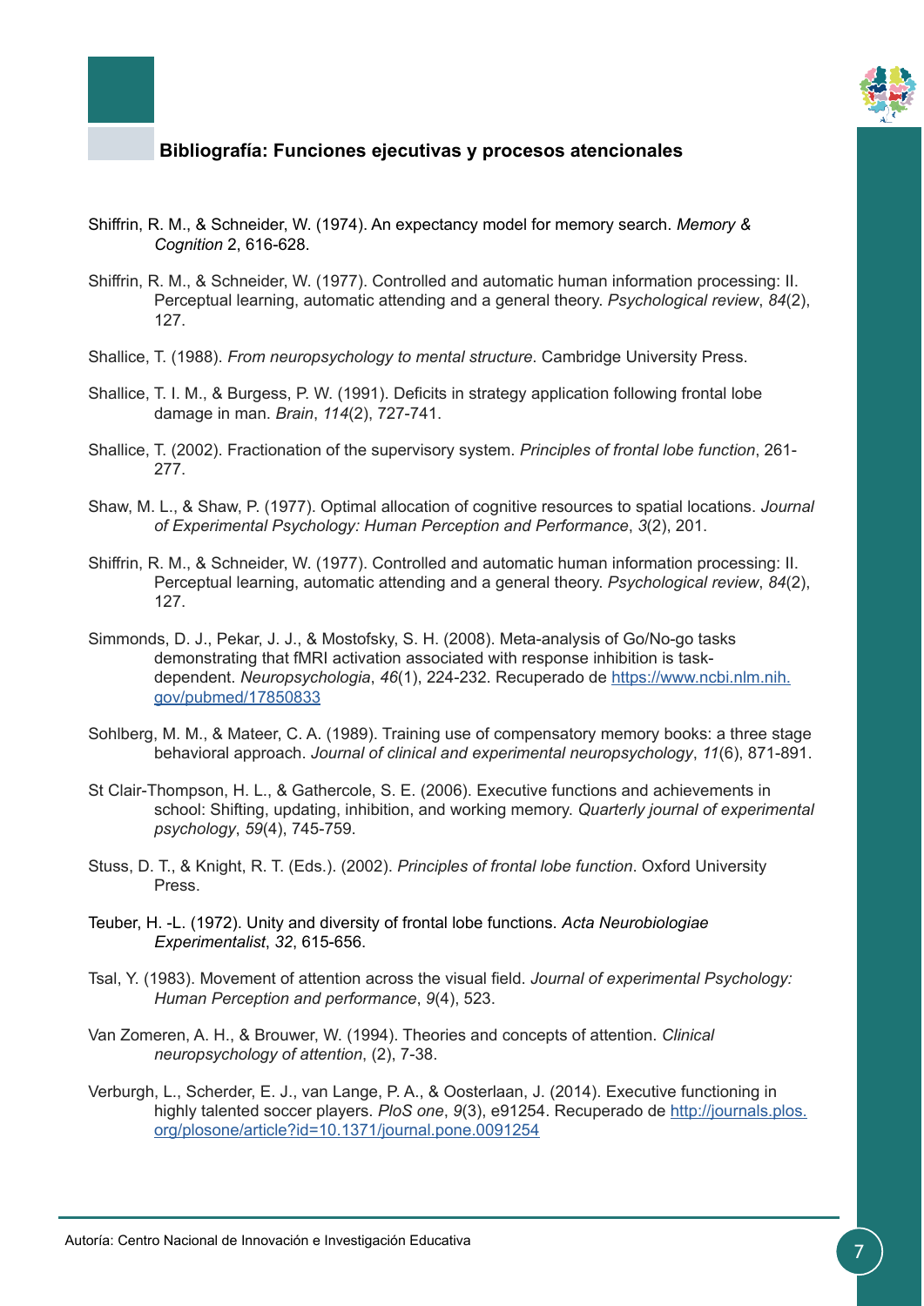## Bibliografía: Funciones ejecutivas y procesos atencionales

Shiffrin, R. M., & Schneider, W. (1974). An expectancy model for memory search. *Memory & Cognition* 2, 616-628.

Shiffrin, R. M., & Schneider, W. (1977). Controlled and automatic human information processing: II. Perceptual learning, automatic attending and a general theory. *Psychological review*, *84*(2), 127.

Shallice, T. (1988). *From neuropsychology to mental structure*. Cambridge University Press.

Shallice, T. I. M., & Burgess, P. W. (1991). Deficits in strategy application following frontal lobe damage in man. *Brain*, *114*(2), 727-741.

Shallice, T. (2002). Fractionation of the supervisory system. *Principles of frontal lobe function*, 261-277.

Shaw, M. L., & Shaw, P. (1977). Optimal allocation of cognitive resources to spatial locations. *Journal of Experimental Psychology: Human Perception and Performance*, *3*(2), 201.

Shiffrin, R. M., & Schneider, W. (1977). Controlled and automatic human information processing: II. Perceptual learning, automatic attending and a general theory. *Psychological review*, *84*(2), 127.

Simmonds, D. J., Pekar, J. J., & Mostofsky, S. H. (2008). Meta-analysis of Go/No-go tasks demonstrating that fMRI activation associated with response inhibition is task-dependent. *Neuropsychologia*, *46*(1), 224-232. Recuperado de [https://www.ncbi.nlm.nih.gov/pubmed/17850833](https://www.ncbi.nlm.nih.gov/pubmed/17850833)

Sohlberg, M. M., & Mateer, C. A. (1989). Training use of compensatory memory books: a three stage behavioral approach. *Journal of clinical and experimental neuropsychology*, *11*(6), 871-891.

St Clair-Thompson, H. L., & Gathercole, S. E. (2006). Executive functions and achievements in school: Shifting, updating, inhibition, and working memory. *Quarterly journal of experimental psychology*, *59*(4), 745-759.

Stuss, D. T., & Knight, R. T. (Eds.). (2002). *Principles of frontal lobe function*. Oxford University Press.

Teuber, H. -L. (1972). Unity and diversity of frontal lobe functions. *Acta Neurobiologiae Experimentalist*, *32*, 615-656.

Tsal, Y. (1983). Movement of attention across the visual field. *Journal of experimental Psychology: Human Perception and performance*, *9*(4), 523.

Van Zomeren, A. H., & Brouwer, W. (1994). Theories and concepts of attention. *Clinical neuropsychology of attention*, (2), 7-38.

Verburgh, L., Scherder, E. J., van Lange, P. A., & Oosterlaan, J. (2014). Executive functioning in highly talented soccer players. *PloS one*, *9*(3), e91254. Recuperado de [http://journals.plos.org/plosone/article?id=10.1371/journal.pone.0091254](http://journals.plos.org/plosone/article?id=10.1371/journal.pone.0091254)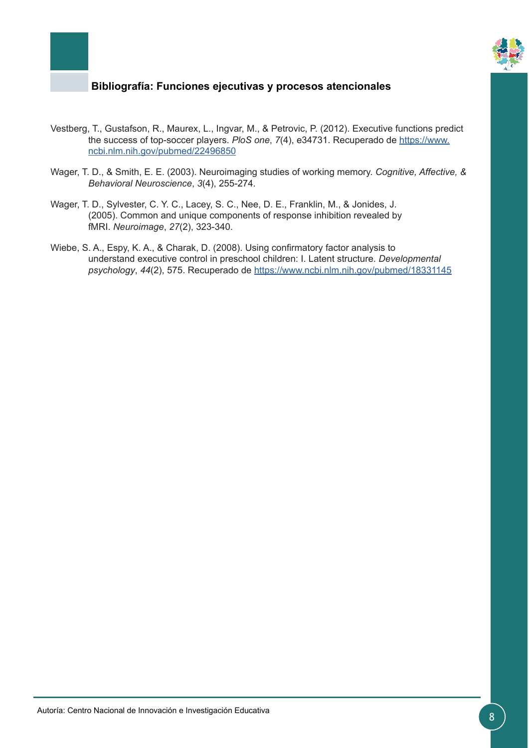## Bibliografía: Funciones ejecutivas y procesos atencionales

Vestberg, T., Gustafson, R., Maurex, L., Ingvar, M., & Petrovic, P. (2012). Executive functions predict the success of top-soccer players. *PloS one*, *7*(4), e34731. Recuperado de https://www.ncbi.nlm.nih.gov/pubmed/22496850

Wager, T. D., & Smith, E. E. (2003). Neuroimaging studies of working memory. *Cognitive, Affective, & Behavioral Neuroscience*, *3*(4), 255-274.

Wager, T. D., Sylvester, C. Y. C., Lacey, S. C., Nee, D. E., Franklin, M., & Jonides, J. (2005). Common and unique components of response inhibition revealed by fMRI. *Neuroimage*, *27*(2), 323-340.

Wiebe, S. A., Espy, K. A., & Charak, D. (2008). Using confirmatory factor analysis to understand executive control in preschool children: I. Latent structure. *Developmental psychology*, *44*(2), 575. Recuperado de https://www.ncbi.nlm.nih.gov/pubmed/18331145

Autoría: Centro Nacional de Innovación e Investigación Educativa